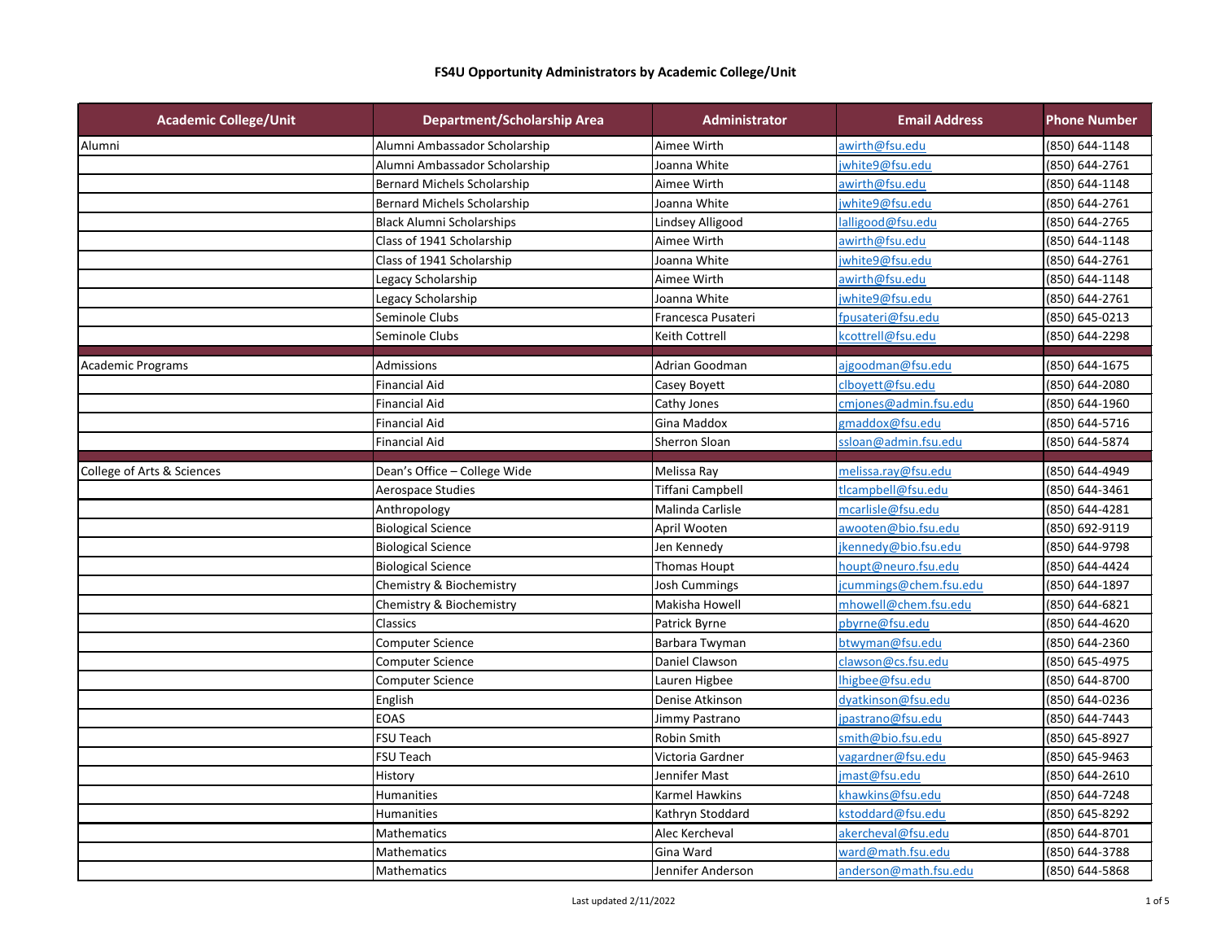# FS4U Opportunity Administrators by Academic College/Unit

| Academic College/Unit | Department/Scholarship Area | Administrator | Email Address | Phone Number |
|---|---|---|---|---|
| Alumni | Alumni Ambassador Scholarship | Aimee Wirth | awirth@fsu.edu | (850) 644-1148 |
| | Alumni Ambassador Scholarship | Joanna White | jwhite9@fsu.edu | (850) 644-2761 |
| | Bernard Michels Scholarship | Aimee Wirth | awirth@fsu.edu | (850) 644-1148 |
| | Bernard Michels Scholarship | Joanna White | jwhite9@fsu.edu | (850) 644-2761 |
| | Black Alumni Scholarships | Lindsey Alligood | lalligood@fsu.edu | (850) 644-2765 |
| | Class of 1941 Scholarship | Aimee Wirth | awirth@fsu.edu | (850) 644-1148 |
| | Class of 1941 Scholarship | Joanna White | jwhite9@fsu.edu | (850) 644-2761 |
| | Legacy Scholarship | Aimee Wirth | awirth@fsu.edu | (850) 644-1148 |
| | Legacy Scholarship | Joanna White | jwhite9@fsu.edu | (850) 644-2761 |
| | Seminole Clubs | Francesca Pusateri | fpusateri@fsu.edu | (850) 645-0213 |
| | Seminole Clubs | Keith Cottrell | kcottrell@fsu.edu | (850) 644-2298 |
| Academic Programs | Admissions | Adrian Goodman | ajgoodman@fsu.edu | (850) 644-1675 |
| | Financial Aid | Casey Boyett | clboyett@fsu.edu | (850) 644-2080 |
| | Financial Aid | Cathy Jones | cmjones@admin.fsu.edu | (850) 644-1960 |
| | Financial Aid | Gina Maddox | gmaddox@fsu.edu | (850) 644-5716 |
| | Financial Aid | Sherron Sloan | ssloan@admin.fsu.edu | (850) 644-5874 |
| College of Arts & Sciences | Dean's Office – College Wide | Melissa Ray | melissa.ray@fsu.edu | (850) 644-4949 |
| | Aerospace Studies | Tiffani Campbell | tlcampbell@fsu.edu | (850) 644-3461 |
| | Anthropology | Malinda Carlisle | mcarlisle@fsu.edu | (850) 644-4281 |
| | Biological Science | April Wooten | awooten@bio.fsu.edu | (850) 692-9119 |
| | Biological Science | Jen Kennedy | jkennedy@bio.fsu.edu | (850) 644-9798 |
| | Biological Science | Thomas Houpt | houpt@neuro.fsu.edu | (850) 644-4424 |
| | Chemistry & Biochemistry | Josh Cummings | jcummings@chem.fsu.edu | (850) 644-1897 |
| | Chemistry & Biochemistry | Makisha Howell | mhowell@chem.fsu.edu | (850) 644-6821 |
| | Classics | Patrick Byrne | pbyrne@fsu.edu | (850) 644-4620 |
| | Computer Science | Barbara Twyman | btwyman@fsu.edu | (850) 644-2360 |
| | Computer Science | Daniel Clawson | clawson@cs.fsu.edu | (850) 645-4975 |
| | Computer Science | Lauren Higbee | lhigbee@fsu.edu | (850) 644-8700 |
| | English | Denise Atkinson | dyatkinson@fsu.edu | (850) 644-0236 |
| | EOAS | Jimmy Pastrano | jpastrano@fsu.edu | (850) 644-7443 |
| | FSU Teach | Robin Smith | smith@bio.fsu.edu | (850) 645-8927 |
| | FSU Teach | Victoria Gardner | vagardner@fsu.edu | (850) 645-9463 |
| | History | Jennifer Mast | jmast@fsu.edu | (850) 644-2610 |
| | Humanities | Karmel Hawkins | khawkins@fsu.edu | (850) 644-7248 |
| | Humanities | Kathryn Stoddard | kstoddard@fsu.edu | (850) 645-8292 |
| | Mathematics | Alec Kercheval | akercheval@fsu.edu | (850) 644-8701 |
| | Mathematics | Gina Ward | ward@math.fsu.edu | (850) 644-3788 |
| | Mathematics | Jennifer Anderson | anderson@math.fsu.edu | (850) 644-5868 |

Last updated 2/11/2022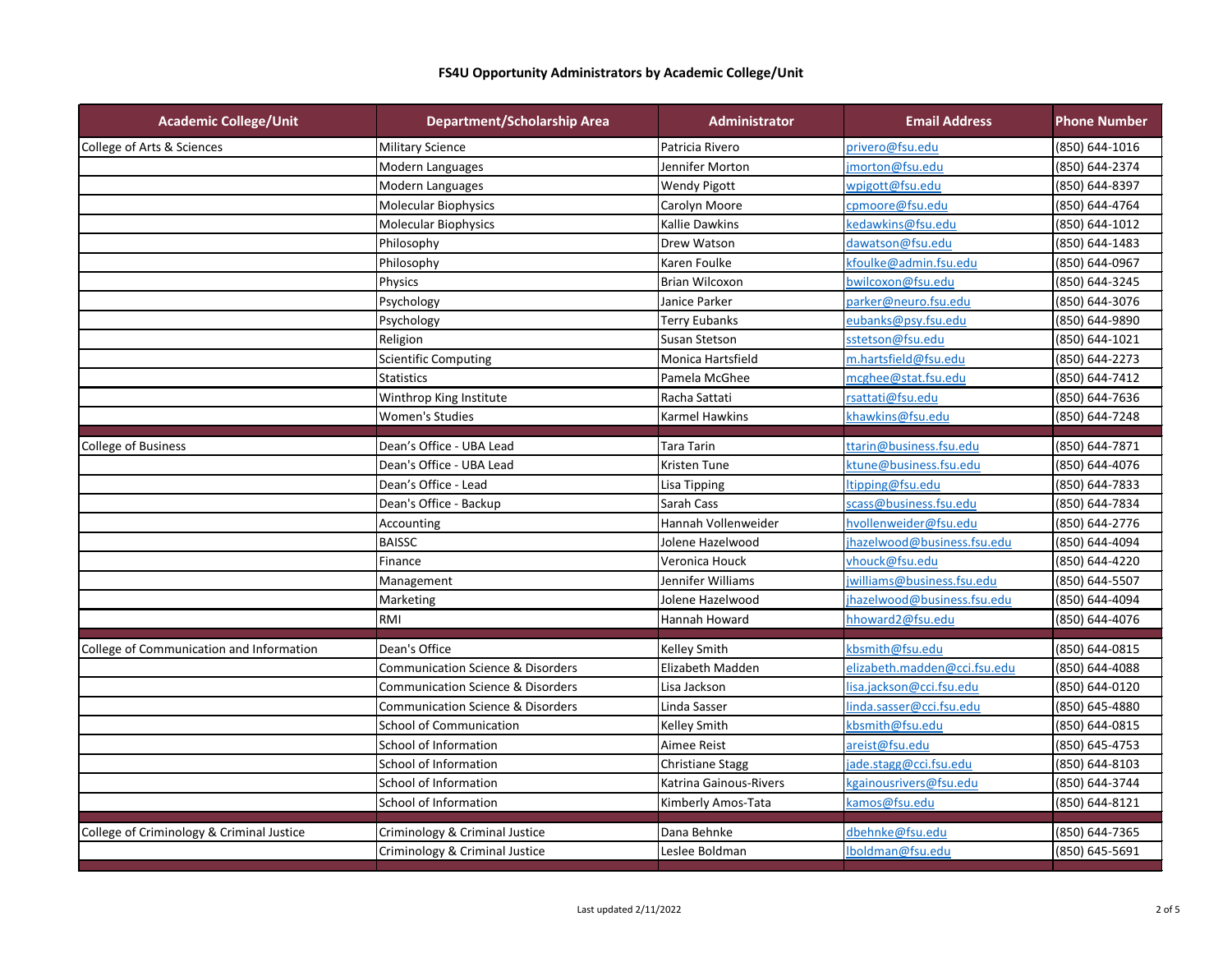# FS4U Opportunity Administrators by Academic College/Unit

| Academic College/Unit | Department/Scholarship Area | Administrator | Email Address | Phone Number |
|---|---|---|---|---|
| College of Arts & Sciences | Military Science | Patricia Rivero | privero@fsu.edu | (850) 644-1016 |
| | Modern Languages | Jennifer Morton | jmorton@fsu.edu | (850) 644-2374 |
| | Modern Languages | Wendy Pigott | wpigott@fsu.edu | (850) 644-8397 |
| | Molecular Biophysics | Carolyn Moore | cpmoore@fsu.edu | (850) 644-4764 |
| | Molecular Biophysics | Kallie Dawkins | kedawkins@fsu.edu | (850) 644-1012 |
| | Philosophy | Drew Watson | dawatson@fsu.edu | (850) 644-1483 |
| | Philosophy | Karen Foulke | kfoulke@admin.fsu.edu | (850) 644-0967 |
| | Physics | Brian Wilcoxon | bwilcoxon@fsu.edu | (850) 644-3245 |
| | Psychology | Janice Parker | parker@neuro.fsu.edu | (850) 644-3076 |
| | Psychology | Terry Eubanks | eubanks@psy.fsu.edu | (850) 644-9890 |
| | Religion | Susan Stetson | sstetson@fsu.edu | (850) 644-1021 |
| | Scientific Computing | Monica Hartsfield | m.hartsfield@fsu.edu | (850) 644-2273 |
| | Statistics | Pamela McGhee | mcghee@stat.fsu.edu | (850) 644-7412 |
| | Winthrop King Institute | Racha Sattati | rsattati@fsu.edu | (850) 644-7636 |
| | Women's Studies | Karmel Hawkins | khawkins@fsu.edu | (850) 644-7248 |
| College of Business | Dean's Office - UBA Lead | Tara Tarin | ttarin@business.fsu.edu | (850) 644-7871 |
| | Dean's Office - UBA Lead | Kristen Tune | ktune@business.fsu.edu | (850) 644-4076 |
| | Dean's Office - Lead | Lisa Tipping | ltipping@fsu.edu | (850) 644-7833 |
| | Dean's Office - Backup | Sarah Cass | scass@business.fsu.edu | (850) 644-7834 |
| | Accounting | Hannah Vollenweider | hvollenweider@fsu.edu | (850) 644-2776 |
| | BAISSC | Jolene Hazelwood | jhazelwood@business.fsu.edu | (850) 644-4094 |
| | Finance | Veronica Houck | vhouck@fsu.edu | (850) 644-4220 |
| | Management | Jennifer Williams | jwilliams@business.fsu.edu | (850) 644-5507 |
| | Marketing | Jolene Hazelwood | jhazelwood@business.fsu.edu | (850) 644-4094 |
| | RMI | Hannah Howard | hhoward2@fsu.edu | (850) 644-4076 |
| College of Communication and Information | Dean's Office | Kelley Smith | kbsmith@fsu.edu | (850) 644-0815 |
| | Communication Science & Disorders | Elizabeth Madden | elizabeth.madden@cci.fsu.edu | (850) 644-4088 |
| | Communication Science & Disorders | Lisa Jackson | lisa.jackson@cci.fsu.edu | (850) 644-0120 |
| | Communication Science & Disorders | Linda Sasser | linda.sasser@cci.fsu.edu | (850) 645-4880 |
| | School of Communication | Kelley Smith | kbsmith@fsu.edu | (850) 644-0815 |
| | School of Information | Aimee Reist | areist@fsu.edu | (850) 645-4753 |
| | School of Information | Christiane Stagg | jade.stagg@cci.fsu.edu | (850) 644-8103 |
| | School of Information | Katrina Gainous-Rivers | kgainousrivers@fsu.edu | (850) 644-3744 |
| | School of Information | Kimberly Amos-Tata | kamos@fsu.edu | (850) 644-8121 |
| College of Criminology & Criminal Justice | Criminology & Criminal Justice | Dana Behnke | dbehnke@fsu.edu | (850) 644-7365 |
| | Criminology & Criminal Justice | Leslee Boldman | lboldman@fsu.edu | (850) 645-5691 |

Last updated 2/11/2022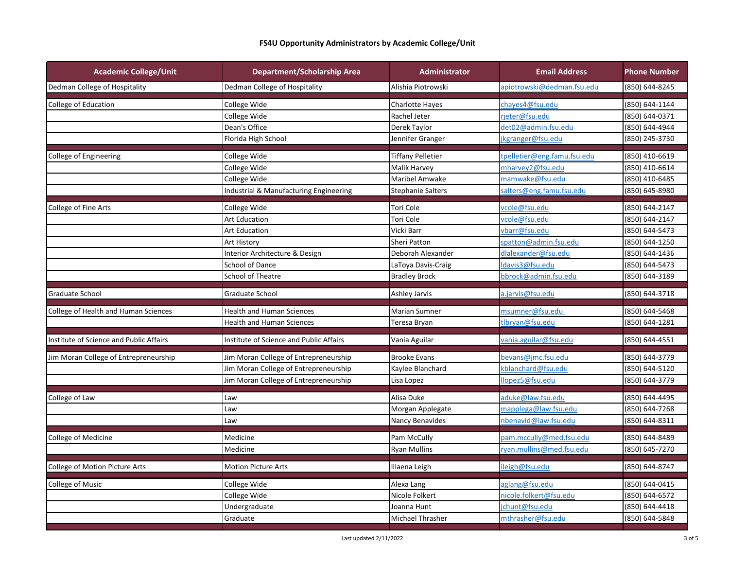# FS4U Opportunity Administrators by Academic College/Unit

| Academic College/Unit | Department/Scholarship Area | Administrator | Email Address | Phone Number |
|---|---|---|---|---|
| Dedman College of Hospitality | Dedman College of Hospitality | Alishia Piotrowski | apiotrowski@dedman.fsu.edu | (850) 644-8245 |
| College of Education | College Wide | Charlotte Hayes | chayes4@fsu.edu | (850) 644-1144 |
| | College Wide | Rachel Jeter | rjeter@fsu.edu | (850) 644-0371 |
| | Dean's Office | Derek Taylor | det02@admin.fsu.edu | (850) 644-4944 |
| | Florida High School | Jennifer Granger | jkgranger@fsu.edu | (850) 245-3730 |
| College of Engineering | College Wide | Tiffany Pelletier | tpelletier@eng.famu.fsu.edu | (850) 410-6619 |
| | College Wide | Malik Harvey | mharvey2@fsu.edu | (850) 410-6614 |
| | College Wide | Maribel Amwake | mamwake@fsu.edu | (850) 410-6485 |
| | Industrial & Manufacturing Engineering | Stephanie Salters | salters@eng.famu.fsu.edu | (850) 645-8980 |
| College of Fine Arts | College Wide | Tori Cole | vcole@fsu.edu | (850) 644-2147 |
| | Art Education | Tori Cole | vcole@fsu.edu | (850) 644-2147 |
| | Art Education | Vicki Barr | vbarr@fsu.edu | (850) 644-5473 |
| | Art History | Sheri Patton | spatton@admin.fsu.edu | (850) 644-1250 |
| | Interior Architecture & Design | Deborah Alexander | dlalexander@fsu.edu | (850) 644-1436 |
| | School of Dance | LaToya Davis-Craig | ldavis3@fsu.edu | (850) 644-5473 |
| | School of Theatre | Bradley Brock | bbrock@admin.fsu.edu | (850) 644-3189 |
| Graduate School | Graduate School | Ashley Jarvis | a.jarvis@fsu.edu | (850) 644-3718 |
| College of Health and Human Sciences | Health and Human Sciences | Marian Sumner | msumner@fsu.edu | (850) 644-5468 |
| | Health and Human Sciences | Teresa Bryan | tlbryan@fsu.edu | (850) 644-1281 |
| Institute of Science and Public Affairs | Institute of Science and Public Affairs | Vania Aguilar | vania.aguilar@fsu.edu | (850) 644-4551 |
| Jim Moran College of Entrepreneurship | Jim Moran College of Entrepreneurship | Brooke Evans | bevans@jmc.fsu.edu | (850) 644-3779 |
| | Jim Moran College of Entrepreneurship | Kaylee Blanchard | kblanchard@fsu.edu | (850) 644-5120 |
| | Jim Moran College of Entrepreneurship | Lisa Lopez | llopez5@fsu.edu | (850) 644-3779 |
| College of Law | Law | Alisa Duke | aduke@law.fsu.edu | (850) 644-4495 |
| | Law | Morgan Applegate | mapplega@law.fsu.edu | (850) 644-7268 |
| | Law | Nancy Benavides | nbenavid@law.fsu.edu | (850) 644-8311 |
| College of Medicine | Medicine | Pam McCully | pam.mccully@med.fsu.edu | (850) 644-8489 |
| | Medicine | Ryan Mullins | ryan.mullins@med.fsu.edu | (850) 645-7270 |
| College of Motion Picture Arts | Motion Picture Arts | Illaena Leigh | ileigh@fsu.edu | (850) 644-8747 |
| College of Music | College Wide | Alexa Lang | aglang@fsu.edu | (850) 644-0415 |
| | College Wide | Nicole Folkert | nicole.folkert@fsu.edu | (850) 644-6572 |
| | Undergraduate | Joanna Hunt | jchunt@fsu.edu | (850) 644-4418 |
| | Graduate | Michael Thrasher | mthrasher@fsu.edu | (850) 644-5848 |

Last updated 2/11/2022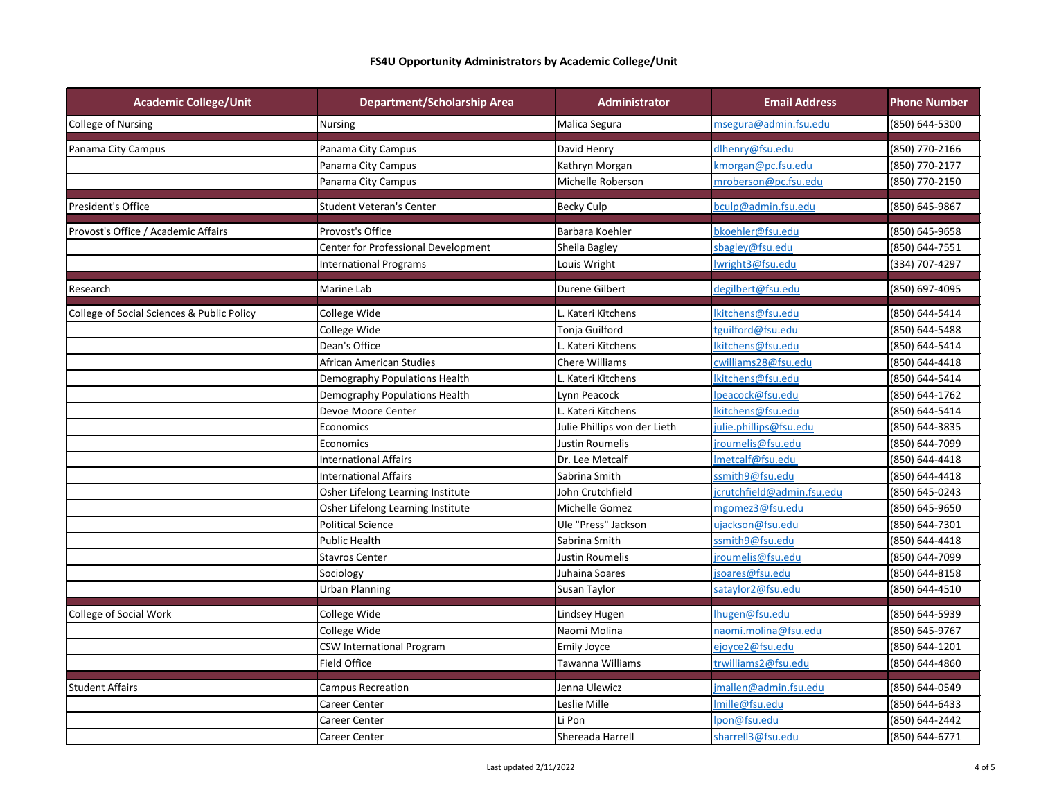# FS4U Opportunity Administrators by Academic College/Unit

| Academic College/Unit | Department/Scholarship Area | Administrator | Email Address | Phone Number |
|---|---|---|---|---|
| College of Nursing | Nursing | Malica Segura | msegura@admin.fsu.edu | (850) 644-5300 |
| | | | | |
| Panama City Campus | Panama City Campus | David Henry | dlhenry@fsu.edu | (850) 770-2166 |
| | Panama City Campus | Kathryn Morgan | kmorgan@pc.fsu.edu | (850) 770-2177 |
| | Panama City Campus | Michelle Roberson | mroberson@pc.fsu.edu | (850) 770-2150 |
| | | | | |
| President's Office | Student Veteran's Center | Becky Culp | bculp@admin.fsu.edu | (850) 645-9867 |
| | | | | |
| Provost's Office / Academic Affairs | Provost's Office | Barbara Koehler | bkoehler@fsu.edu | (850) 645-9658 |
| | Center for Professional Development | Sheila Bagley | sbagley@fsu.edu | (850) 644-7551 |
| | International Programs | Louis Wright | lwright3@fsu.edu | (334) 707-4297 |
| | | | | |
| Research | Marine Lab | Durene Gilbert | degilbert@fsu.edu | (850) 697-4095 |
| | | | | |
| College of Social Sciences & Public Policy | College Wide | L. Kateri Kitchens | lkitchens@fsu.edu | (850) 644-5414 |
| | College Wide | Tonja Guilford | tguilford@fsu.edu | (850) 644-5488 |
| | Dean's Office | L. Kateri Kitchens | lkitchens@fsu.edu | (850) 644-5414 |
| | African American Studies | Chere Williams | cwilliams28@fsu.edu | (850) 644-4418 |
| | Demography Populations Health | L. Kateri Kitchens | lkitchens@fsu.edu | (850) 644-5414 |
| | Demography Populations Health | Lynn Peacock | lpeacock@fsu.edu | (850) 644-1762 |
| | Devoe Moore Center | L. Kateri Kitchens | lkitchens@fsu.edu | (850) 644-5414 |
| | Economics | Julie Phillips von der Lieth | julie.phillips@fsu.edu | (850) 644-3835 |
| | Economics | Justin Roumelis | jroumelis@fsu.edu | (850) 644-7099 |
| | International Affairs | Dr. Lee Metcalf | lmetcalf@fsu.edu | (850) 644-4418 |
| | International Affairs | Sabrina Smith | ssmith9@fsu.edu | (850) 644-4418 |
| | Osher Lifelong Learning Institute | John Crutchfield | jcrutchfield@admin.fsu.edu | (850) 645-0243 |
| | Osher Lifelong Learning Institute | Michelle Gomez | mgomez3@fsu.edu | (850) 645-9650 |
| | Political Science | Ule "Press" Jackson | ujackson@fsu.edu | (850) 644-7301 |
| | Public Health | Sabrina Smith | ssmith9@fsu.edu | (850) 644-4418 |
| | Stavros Center | Justin Roumelis | jroumelis@fsu.edu | (850) 644-7099 |
| | Sociology | Juhaina Soares | jsoares@fsu.edu | (850) 644-8158 |
| | Urban Planning | Susan Taylor | sataylor2@fsu.edu | (850) 644-4510 |
| | | | | |
| College of Social Work | College Wide | Lindsey Hugen | lhugen@fsu.edu | (850) 644-5939 |
| | College Wide | Naomi Molina | naomi.molina@fsu.edu | (850) 645-9767 |
| | CSW International Program | Emily Joyce | ejoyce2@fsu.edu | (850) 644-1201 |
| | Field Office | Tawanna Williams | trwilliams2@fsu.edu | (850) 644-4860 |
| | | | | |
| Student Affairs | Campus Recreation | Jenna Ulewicz | jmallen@admin.fsu.edu | (850) 644-0549 |
| | Career Center | Leslie Mille | lmille@fsu.edu | (850) 644-6433 |
| | Career Center | Li Pon | lpon@fsu.edu | (850) 644-2442 |
| | Career Center | Shereada Harrell | sharrell3@fsu.edu | (850) 644-6771 |

Last updated 2/11/2022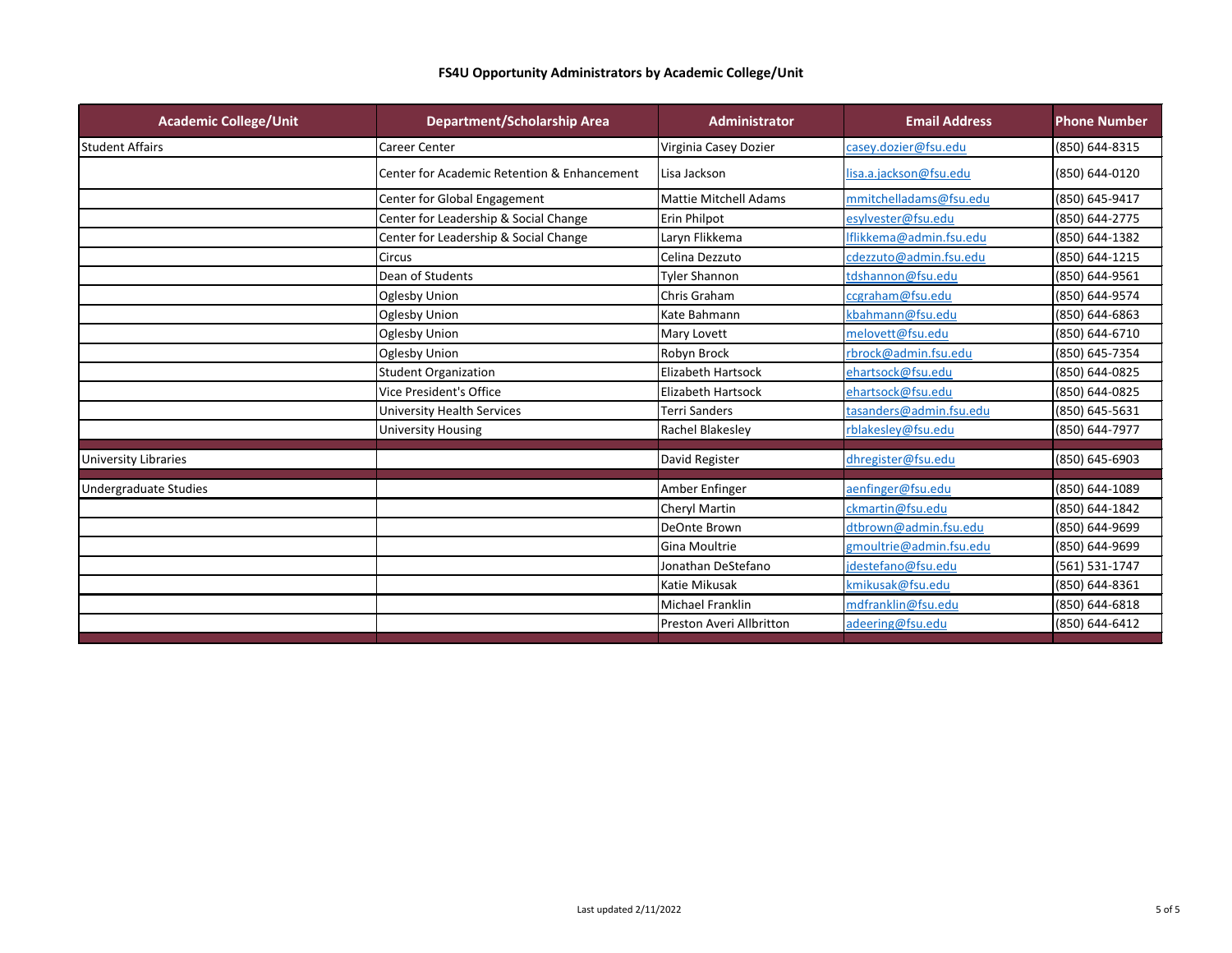# FS4U Opportunity Administrators by Academic College/Unit

| Academic College/Unit | Department/Scholarship Area | Administrator | Email Address | Phone Number |
|---|---|---|---|---|
| Student Affairs | Career Center | Virginia Casey Dozier | casey.dozier@fsu.edu | (850) 644-8315 |
| | Center for Academic Retention & Enhancement | Lisa Jackson | lisa.a.jackson@fsu.edu | (850) 644-0120 |
| | Center for Global Engagement | Mattie Mitchell Adams | mmitchelladams@fsu.edu | (850) 645-9417 |
| | Center for Leadership & Social Change | Erin Philpot | esylvester@fsu.edu | (850) 644-2775 |
| | Center for Leadership & Social Change | Laryn Flikkema | lflikkema@admin.fsu.edu | (850) 644-1382 |
| | Circus | Celina Dezzuto | cdezzuto@admin.fsu.edu | (850) 644-1215 |
| | Dean of Students | Tyler Shannon | tdshannon@fsu.edu | (850) 644-9561 |
| | Oglesby Union | Chris Graham | ccgraham@fsu.edu | (850) 644-9574 |
| | Oglesby Union | Kate Bahmann | kbahmann@fsu.edu | (850) 644-6863 |
| | Oglesby Union | Mary Lovett | melovett@fsu.edu | (850) 644-6710 |
| | Oglesby Union | Robyn Brock | rbrock@admin.fsu.edu | (850) 645-7354 |
| | Student Organization | Elizabeth Hartsock | ehartsock@fsu.edu | (850) 644-0825 |
| | Vice President's Office | Elizabeth Hartsock | ehartsock@fsu.edu | (850) 644-0825 |
| | University Health Services | Terri Sanders | tasanders@admin.fsu.edu | (850) 645-5631 |
| | University Housing | Rachel Blakesley | rblakesley@fsu.edu | (850) 644-7977 |
| University Libraries | | David Register | dhregister@fsu.edu | (850) 645-6903 |
| Undergraduate Studies | | Amber Enfinger | aenfinger@fsu.edu | (850) 644-1089 |
| | | Cheryl Martin | ckmartin@fsu.edu | (850) 644-1842 |
| | | DeOnte Brown | dtbrown@admin.fsu.edu | (850) 644-9699 |
| | | Gina Moultrie | gmoultrie@admin.fsu.edu | (850) 644-9699 |
| | | Jonathan DeStefano | jdestefano@fsu.edu | (561) 531-1747 |
| | | Katie Mikusak | kmikusak@fsu.edu | (850) 644-8361 |
| | | Michael Franklin | mdfranklin@fsu.edu | (850) 644-6818 |
| | | Preston Averi Allbritton | adeering@fsu.edu | (850) 644-6412 |

Last updated 2/11/2022